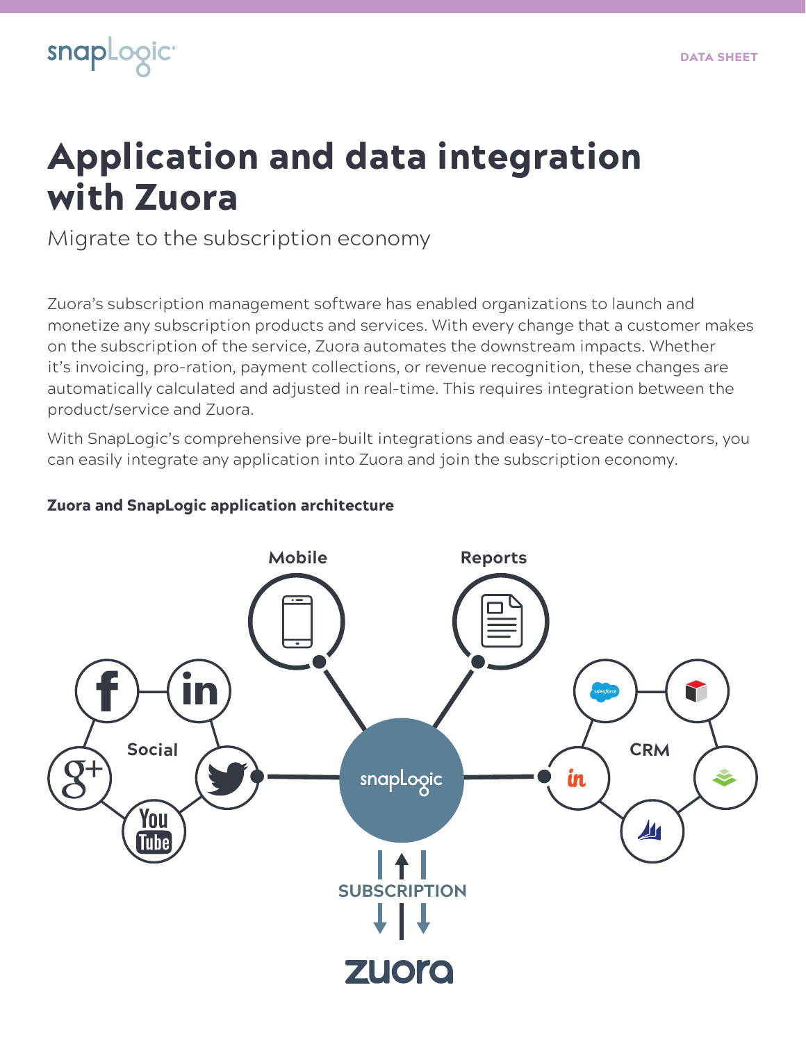# Application and data integration with Zuora

Migrate to the subscription economy

Zuora's subscription management software has enabled organizations to launch and monetize any subscription products and services. With every change that a customer makes on the subscription of the service, Zuora automates the downstream impacts. Whether it's invoicing, pro-ration, payment collections, or revenue recognition, these changes are automatically calculated and adjusted in real-time. This requires integration between the product/service and Zuora.

With SnapLogic's comprehensive pre-built integrations and easy-to-create connectors, you can easily integrate any application into Zuora and join the subscription economy.

**Zuora and SnapLogic application architecture**

Mobile

Reports

Social

CRM

SUBSCRIPTION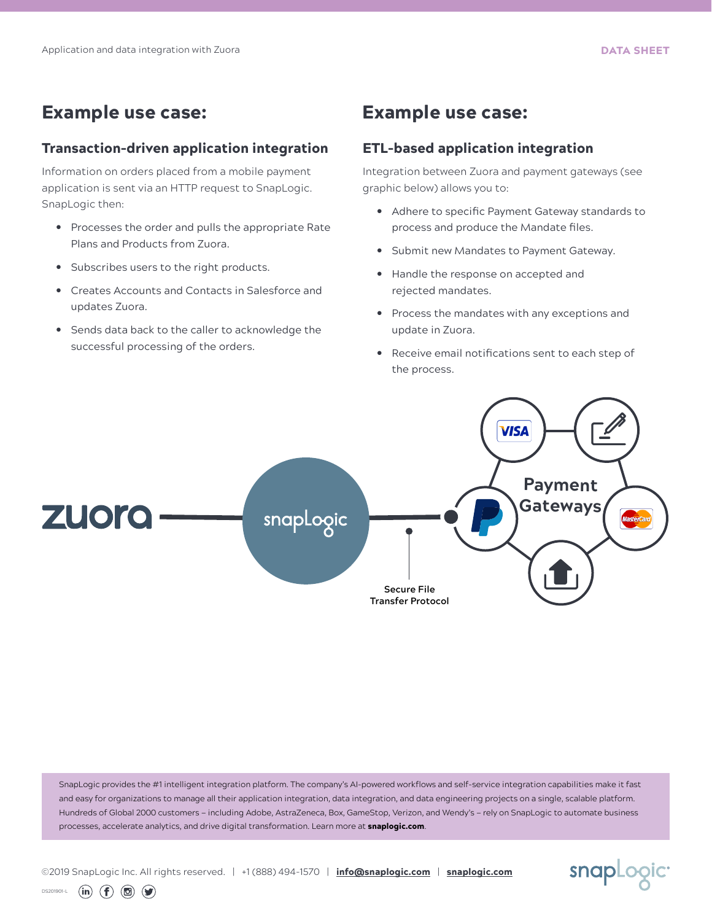## Example use case:

### Transaction-driven application integration

Information on orders placed from a mobile payment application is sent via an HTTP request to SnapLogic. SnapLogic then:

- Processes the order and pulls the appropriate Rate Plans and Products from Zuora.
- Subscribes users to the right products.
- Creates Accounts and Contacts in Salesforce and updates Zuora.
- Sends data back to the caller to acknowledge the successful processing of the orders.

## Example use case:

### ETL-based application integration

Integration between Zuora and payment gateways (see graphic below) allows you to:

- Adhere to specific Payment Gateway standards to process and produce the Mandate files.
- Submit new Mandates to Payment Gateway.
- Handle the response on accepted and rejected mandates.
- Process the mandates with any exceptions and update in Zuora.
- Receive email notifications sent to each step of the process.

zuora

snapLogic

Secure File Transfer Protocol

Payment Gateways

SnapLogic provides the #1 intelligent integration platform. The company's AI-powered workflows and self-service integration capabilities make it fast and easy for organizations to manage all their application integration, data integration, and data engineering projects on a single, scalable platform. Hundreds of Global 2000 customers – including Adobe, AstraZeneca, Box, GameStop, Verizon, and Wendy's – rely on SnapLogic to automate business processes, accelerate analytics, and drive digital transformation. Learn more at **snaplogic.com**.

©2019 SnapLogic Inc. All rights reserved. | +1 (888) 494-1570 | **info@snaplogic.com** | **snaplogic.com**

DS201901-L